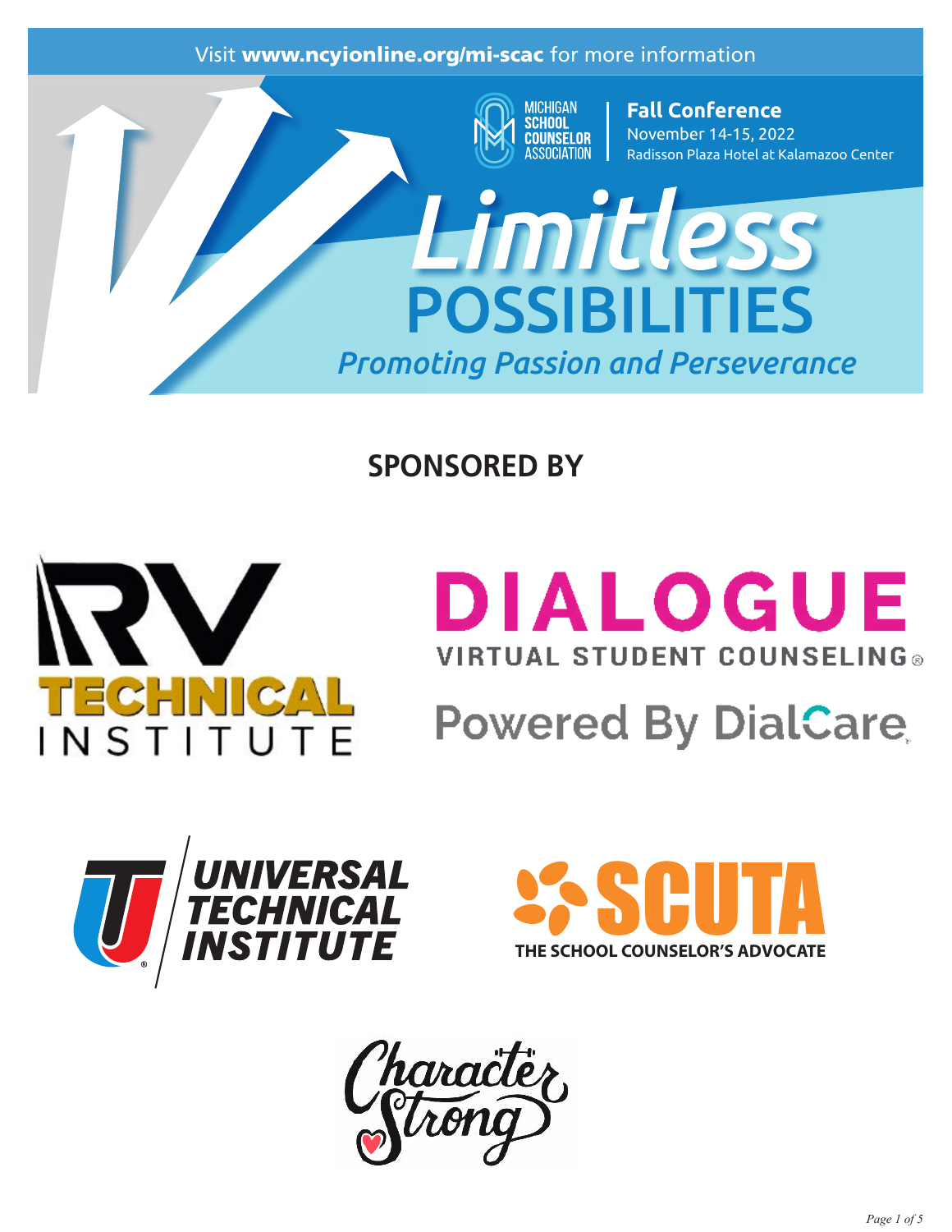Visit **www.ncyionline.org/mi-scac** for more information

MICHIGAN SCHOOL COUNSELOR ASSOCIATION

**Fall Conference**
November 14-15, 2022
Radisson Plaza Hotel at Kalamazoo Center

# *Limitless* POSSIBILITIES

*Promoting Passion and Perseverance*

## SPONSORED BY

RV TECHNICAL INSTITUTE

DIALOGUE VIRTUAL STUDENT COUNSELING®
Powered By DialCare

UNIVERSAL TECHNICAL INSTITUTE

SCUTA
THE SCHOOL COUNSELOR'S ADVOCATE

Character Strong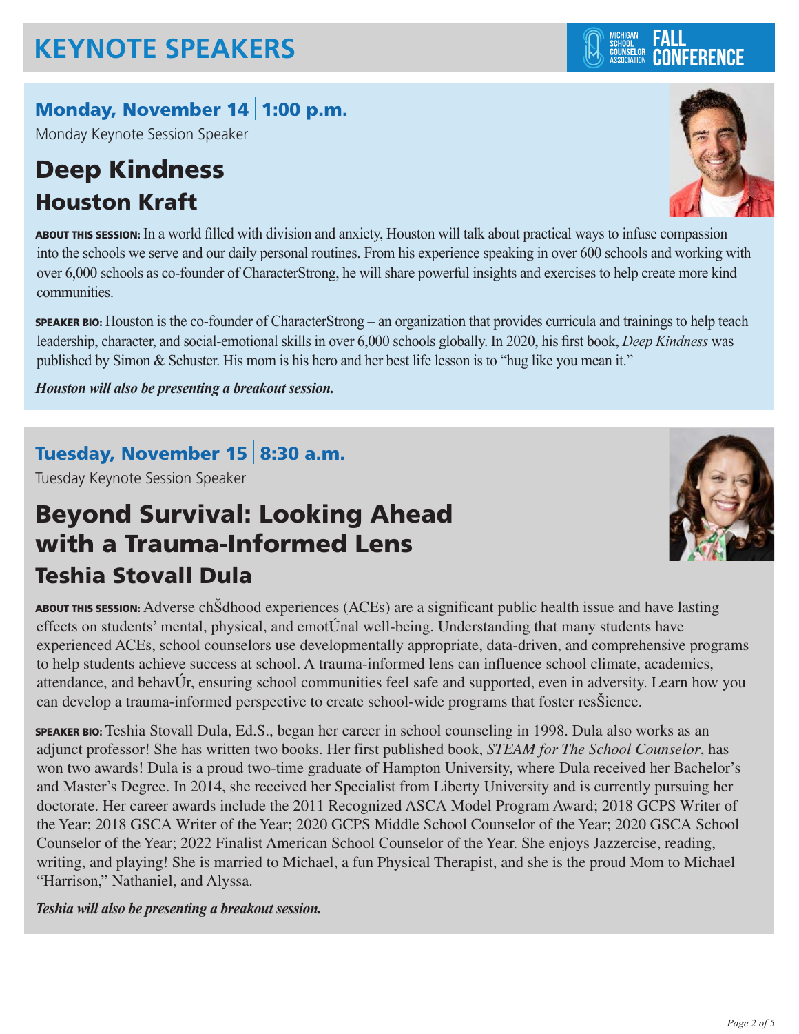# KEYNOTE SPEAKERS

MICHIGAN SCHOOL COUNSELOR ASSOCIATION FALL CONFERENCE

## Monday, November 14 | 1:00 p.m.

Monday Keynote Session Speaker

## Deep Kindness

### Houston Kraft

**ABOUT THIS SESSION:** In a world filled with division and anxiety, Houston will talk about practical ways to infuse compassion into the schools we serve and our daily personal routines. From his experience speaking in over 600 schools and working with over 6,000 schools as co-founder of CharacterStrong, he will share powerful insights and exercises to help create more kind communities.

**SPEAKER BIO:** Houston is the co-founder of CharacterStrong – an organization that provides curricula and trainings to help teach leadership, character, and social-emotional skills in over 6,000 schools globally. In 2020, his first book, *Deep Kindness* was published by Simon & Schuster. His mom is his hero and her best life lesson is to "hug like you mean it."

***Houston will also be presenting a breakout session.***

## Tuesday, November 15 | 8:30 a.m.

Tuesday Keynote Session Speaker

## Beyond Survival: Looking Ahead with a Trauma-Informed Lens

### Teshia Stovall Dula

**ABOUT THIS SESSION:** Adverse chŠdhood experiences (ACEs) are a significant public health issue and have lasting effects on students' mental, physical, and emotÚnal well-being. Understanding that many students have experienced ACEs, school counselors use developmentally appropriate, data-driven, and comprehensive programs to help students achieve success at school. A trauma-informed lens can influence school climate, academics, attendance, and behavÚr, ensuring school communities feel safe and supported, even in adversity. Learn how you can develop a trauma-informed perspective to create school-wide programs that foster resŠience.

**SPEAKER BIO:** Teshia Stovall Dula, Ed.S., began her career in school counseling in 1998. Dula also works as an adjunct professor! She has written two books. Her first published book, *STEAM for The School Counselor*, has won two awards! Dula is a proud two-time graduate of Hampton University, where Dula received her Bachelor's and Master's Degree. In 2014, she received her Specialist from Liberty University and is currently pursuing her doctorate. Her career awards include the 2011 Recognized ASCA Model Program Award; 2018 GCPS Writer of the Year; 2018 GSCA Writer of the Year; 2020 GCPS Middle School Counselor of the Year; 2020 GSCA School Counselor of the Year; 2022 Finalist American School Counselor of the Year. She enjoys Jazzercise, reading, writing, and playing! She is married to Michael, a fun Physical Therapist, and she is the proud Mom to Michael "Harrison," Nathaniel, and Alyssa.

***Teshia will also be presenting a breakout session.***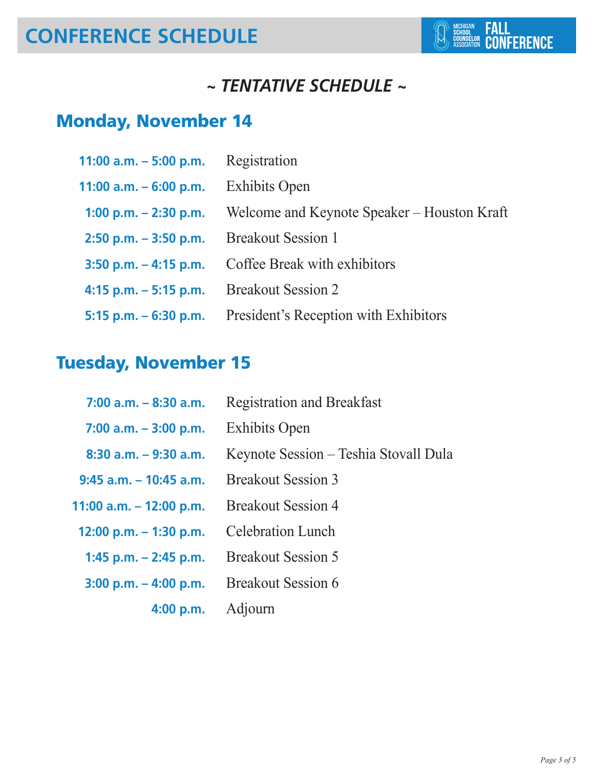# CONFERENCE SCHEDULE

MICHIGAN SCHOOL COUNSELOR ASSOCIATION FALL CONFERENCE

### *~ TENTATIVE SCHEDULE ~*

## Monday, November 14

| | |
|---|---|
| **11:00 a.m. – 5:00 p.m.** | Registration |
| **11:00 a.m. – 6:00 p.m.** | Exhibits Open |
| **1:00 p.m. – 2:30 p.m.** | Welcome and Keynote Speaker – Houston Kraft |
| **2:50 p.m. – 3:50 p.m.** | Breakout Session 1 |
| **3:50 p.m. – 4:15 p.m.** | Coffee Break with exhibitors |
| **4:15 p.m. – 5:15 p.m.** | Breakout Session 2 |
| **5:15 p.m. – 6:30 p.m.** | President's Reception with Exhibitors |

## Tuesday, November 15

| | |
|---|---|
| **7:00 a.m. – 8:30 a.m.** | Registration and Breakfast |
| **7:00 a.m. – 3:00 p.m.** | Exhibits Open |
| **8:30 a.m. – 9:30 a.m.** | Keynote Session – Teshia Stovall Dula |
| **9:45 a.m. – 10:45 a.m.** | Breakout Session 3 |
| **11:00 a.m. – 12:00 p.m.** | Breakout Session 4 |
| **12:00 p.m. – 1:30 p.m.** | Celebration Lunch |
| **1:45 p.m. – 2:45 p.m.** | Breakout Session 5 |
| **3:00 p.m. – 4:00 p.m.** | Breakout Session 6 |
| **4:00 p.m.** | Adjourn |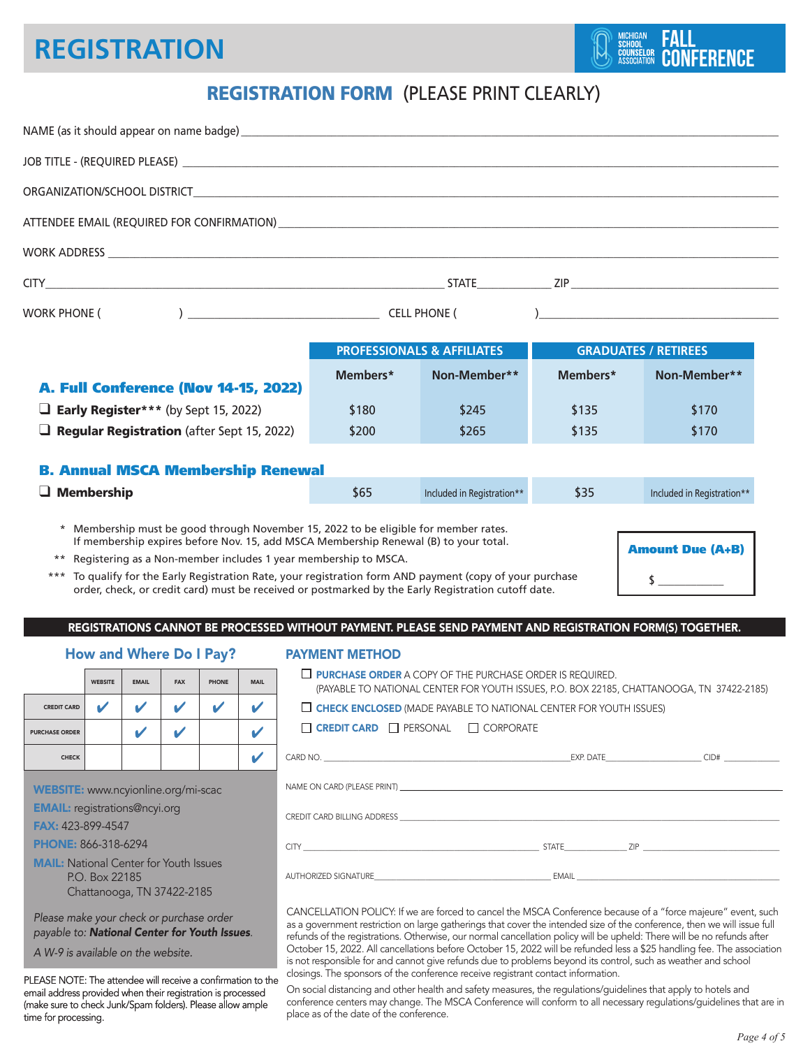# REGISTRATION

MICHIGAN SCHOOL COUNSELOR ASSOCIATION **FALL CONFERENCE**

## REGISTRATION FORM (PLEASE PRINT CLEARLY)

NAME (as it should appear on name badge) ______________________________

JOB TITLE - (REQUIRED PLEASE) ______________________________

ORGANIZATION/SCHOOL DISTRICT ______________________________

ATTENDEE EMAIL (REQUIRED FOR CONFIRMATION) ______________________________

WORK ADDRESS ______________________________

CITY ______________________________ STATE __________ ZIP ______________

WORK PHONE (        ) ______________ CELL PHONE (        ) ______________

| | PROFESSIONALS & AFFILIATES | | GRADUATES / RETIREES | |
|---|---|---|---|---|
| | Members* | Non-Member** | Members* | Non-Member** |
| **A. Full Conference (Nov 14-15, 2022)** | | | | |
| ❑ **Early Register***** (by Sept 15, 2022) | $180 | $245 | $135 | $170 |
| ❑ **Regular Registration** (after Sept 15, 2022) | $200 | $265 | $135 | $170 |
| **B. Annual MSCA Membership Renewal** | | | | |
| ❑ **Membership** | $65 | Included in Registration** | $35 | Included in Registration** |

\* Membership must be good through November 15, 2022 to be eligible for member rates. If membership expires before Nov. 15, add MSCA Membership Renewal (B) to your total.

** Registering as a Non-member includes 1 year membership to MSCA.

*** To qualify for the Early Registration Rate, your registration form AND payment (copy of your purchase order, check, or credit card) must be received or postmarked by the Early Registration cutoff date.

**Amount Due (A+B)**

$ __________

**REGISTRATIONS CANNOT BE PROCESSED WITHOUT PAYMENT. PLEASE SEND PAYMENT AND REGISTRATION FORM(S) TOGETHER.**

### How and Where Do I Pay?

| | WEBSITE | EMAIL | FAX | PHONE | MAIL |
|---|---|---|---|---|---|
| CREDIT CARD | ✔ | ✔ | ✔ | ✔ | ✔ |
| PURCHASE ORDER | | ✔ | ✔ | | ✔ |
| CHECK | | | | | ✔ |

**WEBSITE:** www.ncyionline.org/mi-scac

**EMAIL:** registrations@ncyi.org

**FAX:** 423-899-4547

**PHONE:** 866-318-6294

**MAIL:** National Center for Youth Issues
P.O. Box 22185
Chattanooga, TN 37422-2185

*Please make your check or purchase order payable to:* ***National Center for Youth Issues****.*

*A W-9 is available on the website.*

PLEASE NOTE: The attendee will receive a confirmation to the email address provided when their registration is processed (make sure to check Junk/Spam folders). Please allow ample time for processing.

### PAYMENT METHOD

☐ **PURCHASE ORDER** A COPY OF THE PURCHASE ORDER IS REQUIRED.
(PAYABLE TO NATIONAL CENTER FOR YOUTH ISSUES, P.O. BOX 22185, CHATTANOOGA, TN 37422-2185)

☐ **CHECK ENCLOSED** (MADE PAYABLE TO NATIONAL CENTER FOR YOUTH ISSUES)

☐ **CREDIT CARD** ☐ PERSONAL ☐ CORPORATE

CARD NO. ______________________ EXP. DATE __________ CID# ________

NAME ON CARD (PLEASE PRINT) ______________________________

CREDIT CARD BILLING ADDRESS ______________________________

CITY ______________________ STATE __________ ZIP __________

AUTHORIZED SIGNATURE ______________________ EMAIL ______________________

CANCELLATION POLICY: If we are forced to cancel the MSCA Conference because of a "force majeure" event, such as a government restriction on large gatherings that cover the intended size of the conference, then we will issue full refunds of the registrations. Otherwise, our normal cancellation policy will be upheld: There will be no refunds after October 15, 2022. All cancellations before October 15, 2022 will be refunded less a $25 handling fee. The association is not responsible for and cannot give refunds due to problems beyond its control, such as weather and school closings. The sponsors of the conference receive registrant contact information.

On social distancing and other health and safety measures, the regulations/guidelines that apply to hotels and conference centers may change. The MSCA Conference will conform to all necessary regulations/guidelines that are in place as of the date of the conference.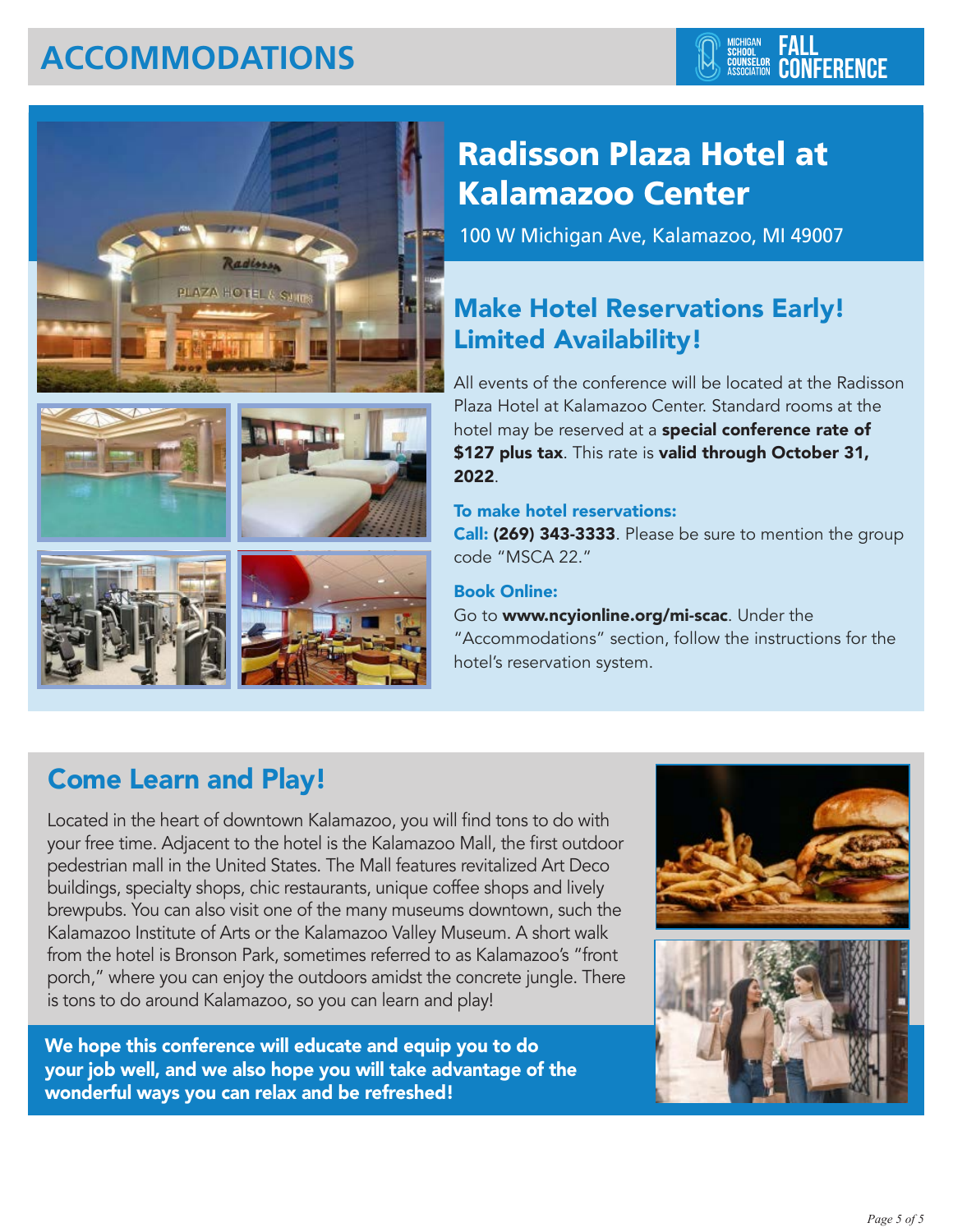# ACCOMMODATIONS

## Radisson Plaza Hotel at Kalamazoo Center

100 W Michigan Ave, Kalamazoo, MI 49007

### Make Hotel Reservations Early! Limited Availability!

All events of the conference will be located at the Radisson Plaza Hotel at Kalamazoo Center. Standard rooms at the hotel may be reserved at a **special conference rate of $127 plus tax**. This rate is **valid through October 31, 2022**.

**To make hotel reservations:**

**Call: (269) 343-3333**. Please be sure to mention the group code "MSCA 22."

**Book Online:**

Go to **www.ncyionline.org/mi-scac**. Under the "Accommodations" section, follow the instructions for the hotel's reservation system.

## Come Learn and Play!

Located in the heart of downtown Kalamazoo, you will find tons to do with your free time. Adjacent to the hotel is the Kalamazoo Mall, the first outdoor pedestrian mall in the United States. The Mall features revitalized Art Deco buildings, specialty shops, chic restaurants, unique coffee shops and lively brewpubs. You can also visit one of the many museums downtown, such the Kalamazoo Institute of Arts or the Kalamazoo Valley Museum. A short walk from the hotel is Bronson Park, sometimes referred to as Kalamazoo's "front porch," where you can enjoy the outdoors amidst the concrete jungle. There is tons to do around Kalamazoo, so you can learn and play!

**We hope this conference will educate and equip you to do your job well, and we also hope you will take advantage of the wonderful ways you can relax and be refreshed!**